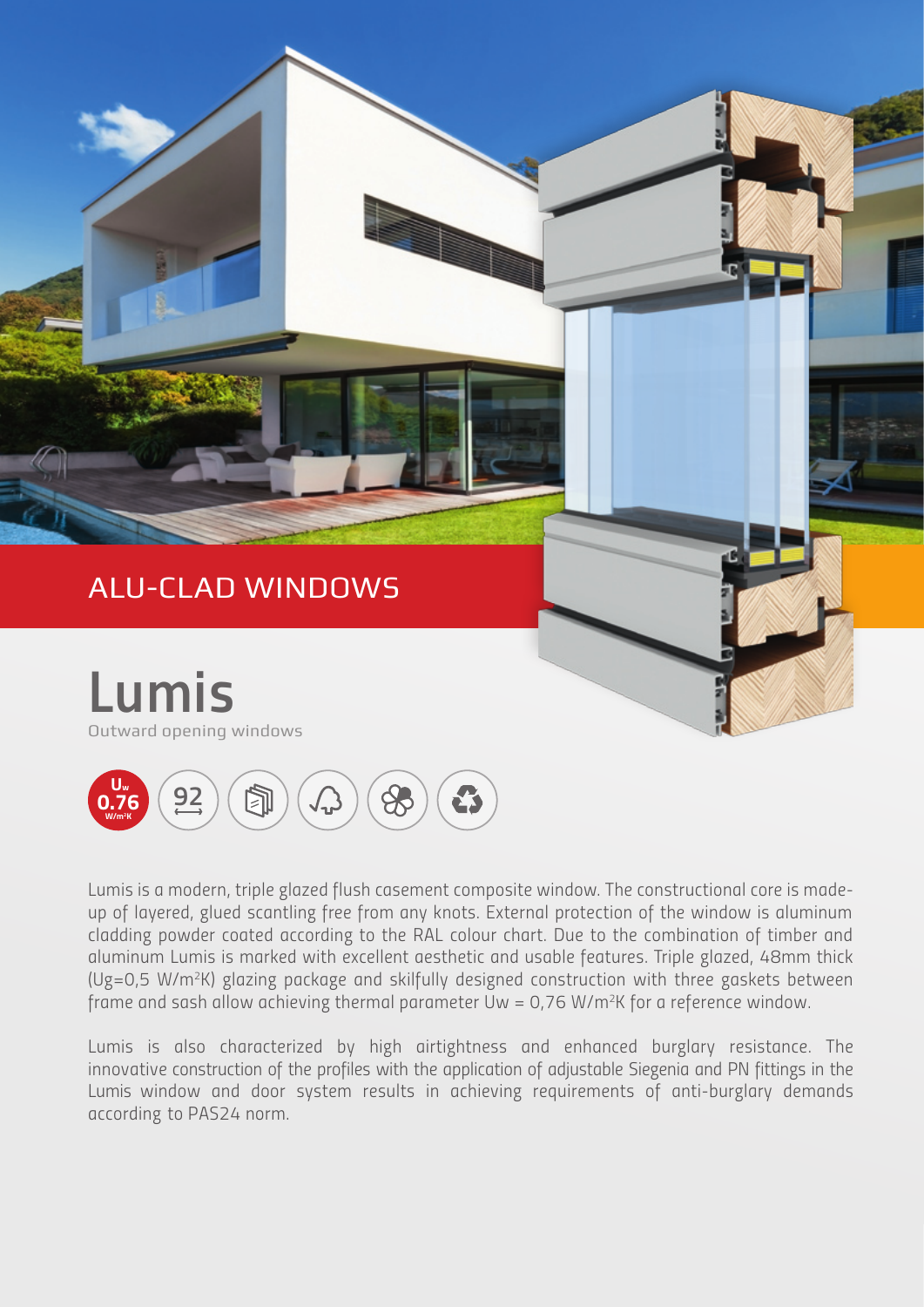ALU-CLAD WINDOWS

# Lumis

Outward opening windows

$U_w$ 0.76 $W/m^2K$

92

Lumis is a modern, triple glazed flush casement composite window. The constructional core is made-up of layered, glued scantling free from any knots. External protection of the window is aluminum cladding powder coated according to the RAL colour chart. Due to the combination of timber and aluminum Lumis is marked with excellent aesthetic and usable features. Triple glazed, 48mm thick ($Ug=0,5\ W/m^2K$) glazing package and skilfully designed construction with three gaskets between frame and sash allow achieving thermal parameter $Uw = 0,76\ W/m^2K$ for a reference window.

Lumis is also characterized by high airtightness and enhanced burglary resistance. The innovative construction of the profiles with the application of adjustable Siegenia and PN fittings in the Lumis window and door system results in achieving requirements of anti-burglary demands according to PAS24 norm.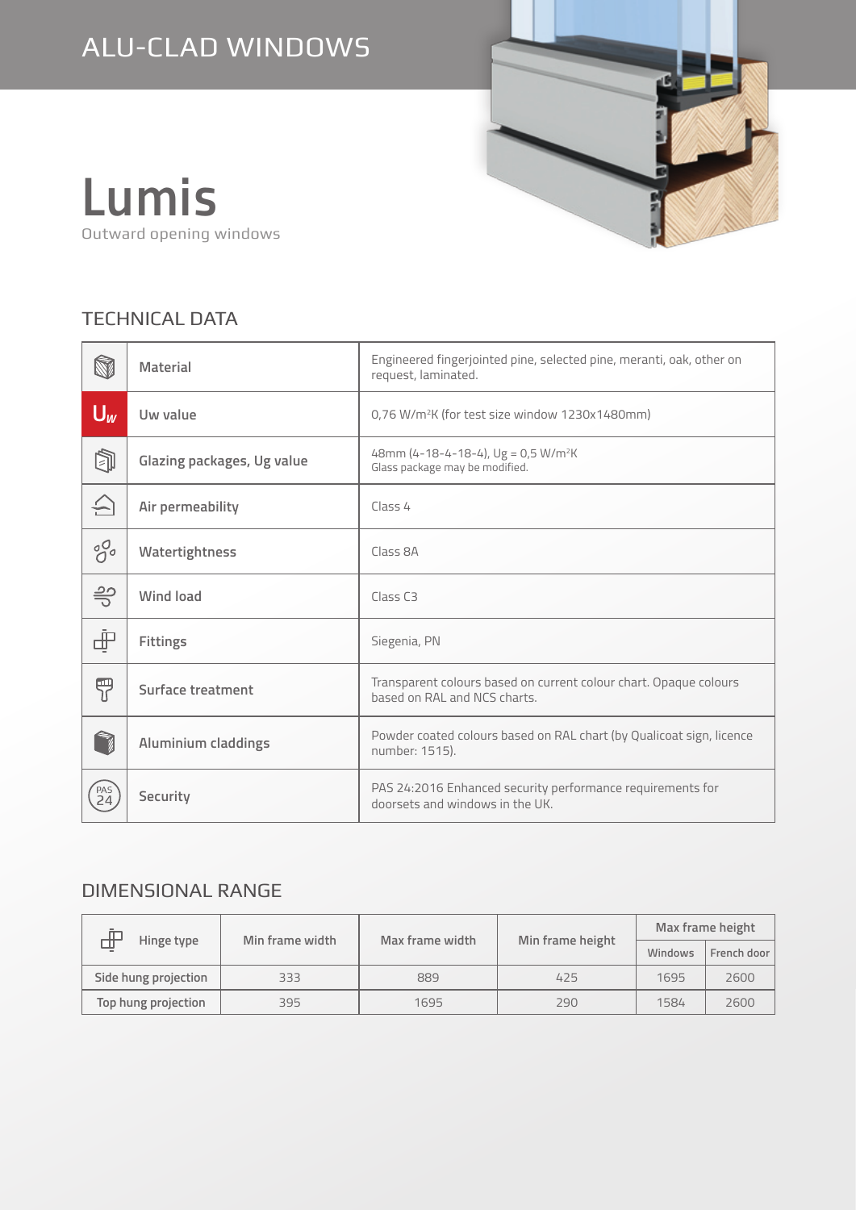# ALU-CLAD WINDOWS

# Lumis

Outward opening windows

## TECHNICAL DATA

| | | |
|---|---|---|
| Material | | Engineered fingerjointed pine, selected pine, meranti, oak, other on request, laminated. |
| $U_w$ | Uw value | 0,76 W/m²K (for test size window 1230x1480mm) |
| Glazing packages, Ug value | | 48mm (4-18-4-18-4), Ug = 0,5 W/m²K<br>Glass package may be modified. |
| Air permeability | | Class 4 |
| Watertightness | | Class 8A |
| Wind load | | Class C3 |
| Fittings | | Siegenia, PN |
| Surface treatment | | Transparent colours based on current colour chart. Opaque colours based on RAL and NCS charts. |
| Aluminium claddings | | Powder coated colours based on RAL chart (by Qualicoat sign, licence number: 1515). |
| PAS 24 | Security | PAS 24:2016 Enhanced security performance requirements for doorsets and windows in the UK. |

## DIMENSIONAL RANGE

| Hinge type | Min frame width | Max frame width | Min frame height | Max frame height | |
|---|---|---|---|---|---|
| | | | | Windows | French door |
| Side hung projection | 333 | 889 | 425 | 1695 | 2600 |
| Top hung projection | 395 | 1695 | 290 | 1584 | 2600 |